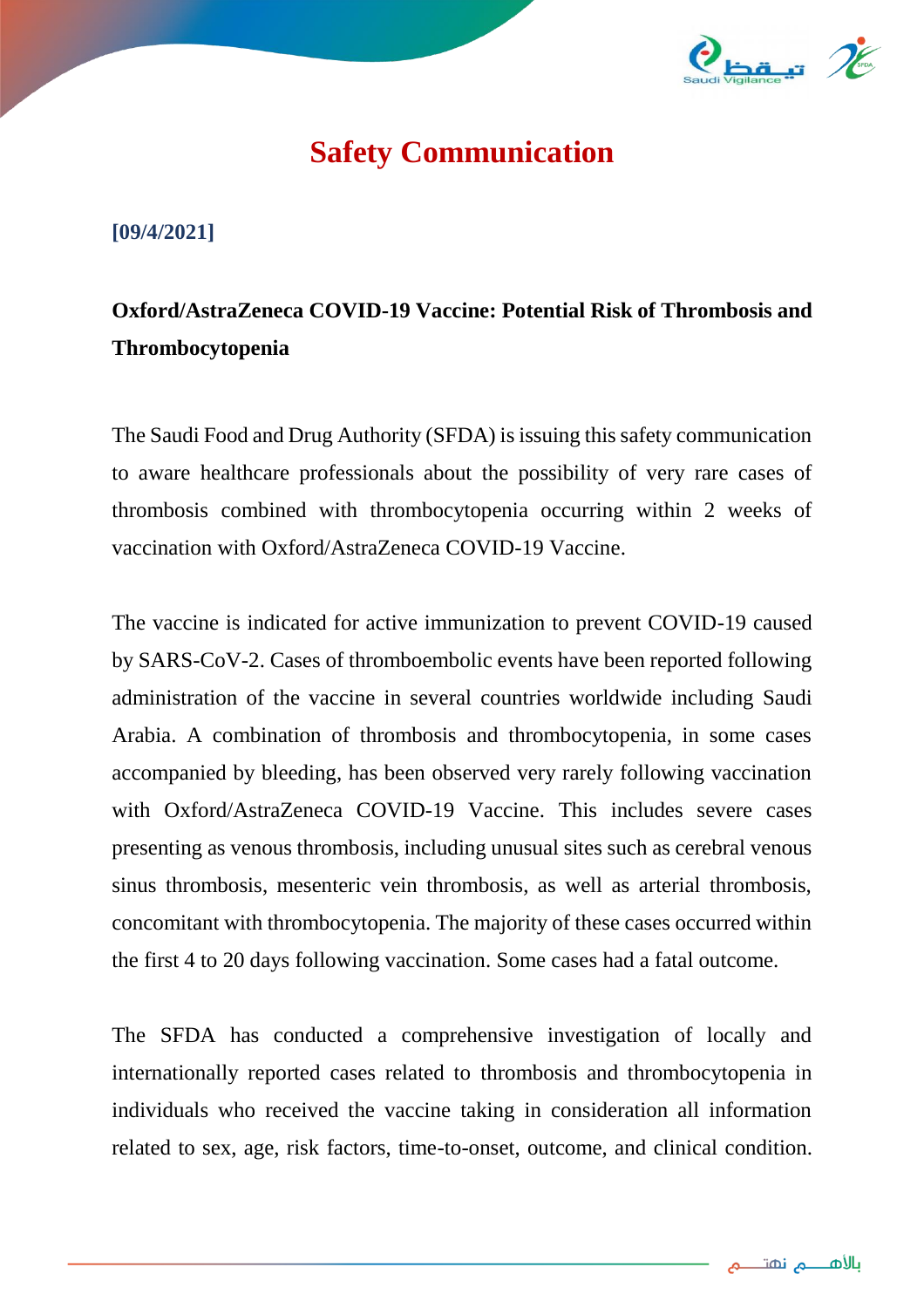# Safety Communication

**[09/4/2021]**

## Oxford/AstraZeneca COVID-19 Vaccine: Potential Risk of Thrombosis and Thrombocytopenia

The Saudi Food and Drug Authority (SFDA) is issuing this safety communication to aware healthcare professionals about the possibility of very rare cases of thrombosis combined with thrombocytopenia occurring within 2 weeks of vaccination with Oxford/AstraZeneca COVID-19 Vaccine.

The vaccine is indicated for active immunization to prevent COVID-19 caused by SARS-CoV-2. Cases of thromboembolic events have been reported following administration of the vaccine in several countries worldwide including Saudi Arabia. A combination of thrombosis and thrombocytopenia, in some cases accompanied by bleeding, has been observed very rarely following vaccination with Oxford/AstraZeneca COVID-19 Vaccine. This includes severe cases presenting as venous thrombosis, including unusual sites such as cerebral venous sinus thrombosis, mesenteric vein thrombosis, as well as arterial thrombosis, concomitant with thrombocytopenia. The majority of these cases occurred within the first 4 to 20 days following vaccination. Some cases had a fatal outcome.

The SFDA has conducted a comprehensive investigation of locally and internationally reported cases related to thrombosis and thrombocytopenia in individuals who received the vaccine taking in consideration all information related to sex, age, risk factors, time-to-onset, outcome, and clinical condition.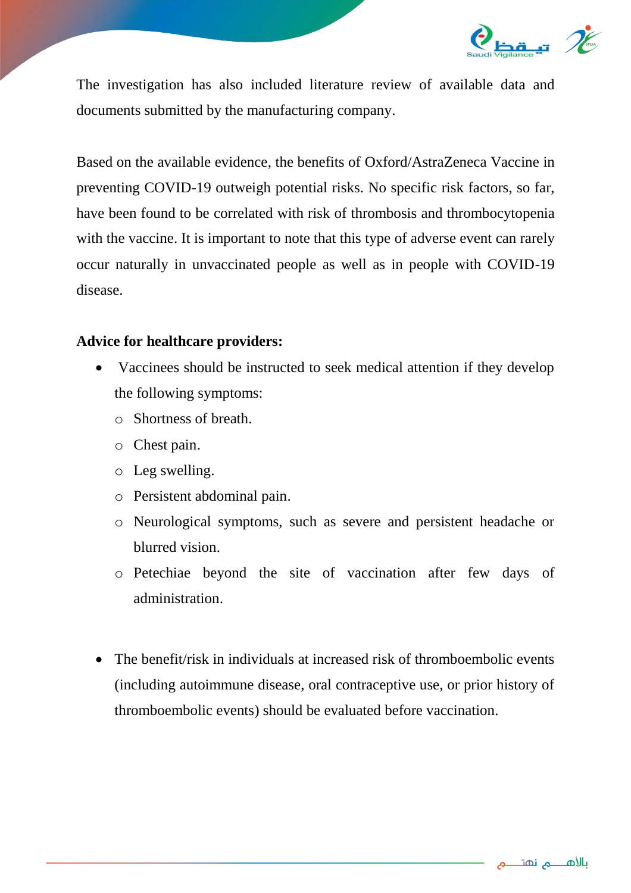The investigation has also included literature review of available data and documents submitted by the manufacturing company.

Based on the available evidence, the benefits of Oxford/AstraZeneca Vaccine in preventing COVID-19 outweigh potential risks. No specific risk factors, so far, have been found to be correlated with risk of thrombosis and thrombocytopenia with the vaccine. It is important to note that this type of adverse event can rarely occur naturally in unvaccinated people as well as in people with COVID-19 disease.

**Advice for healthcare providers:**

- Vaccinees should be instructed to seek medical attention if they develop the following symptoms:
    - Shortness of breath.
    - Chest pain.
    - Leg swelling.
    - Persistent abdominal pain.
    - Neurological symptoms, such as severe and persistent headache or blurred vision.
    - Petechiae beyond the site of vaccination after few days of administration.

- The benefit/risk in individuals at increased risk of thromboembolic events (including autoimmune disease, oral contraceptive use, or prior history of thromboembolic events) should be evaluated before vaccination.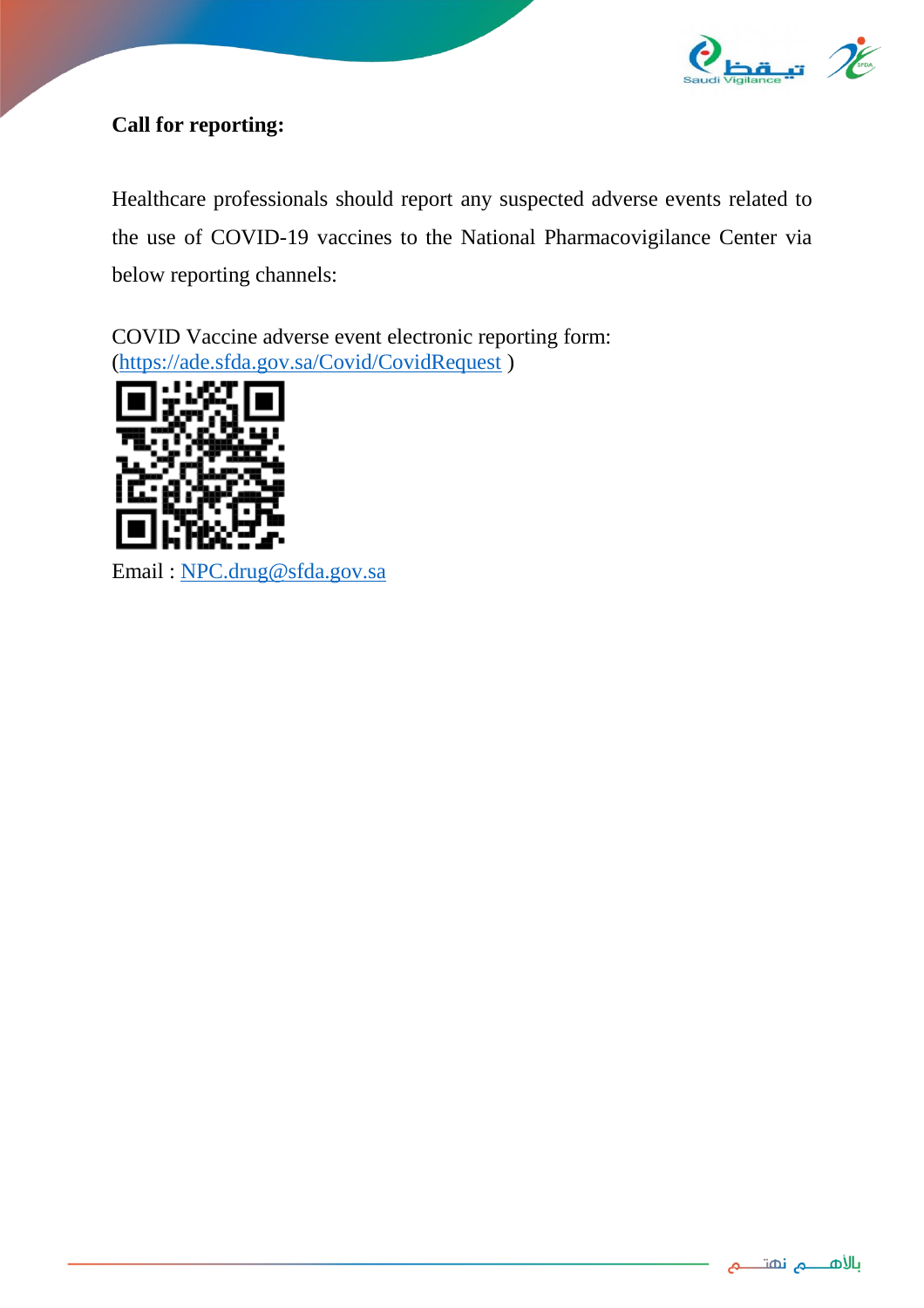**Call for reporting:**

Healthcare professionals should report any suspected adverse events related to the use of COVID-19 vaccines to the National Pharmacovigilance Center via below reporting channels:

COVID Vaccine adverse event electronic reporting form:
(https://ade.sfda.gov.sa/Covid/CovidRequest )

Email : NPC.drug@sfda.gov.sa